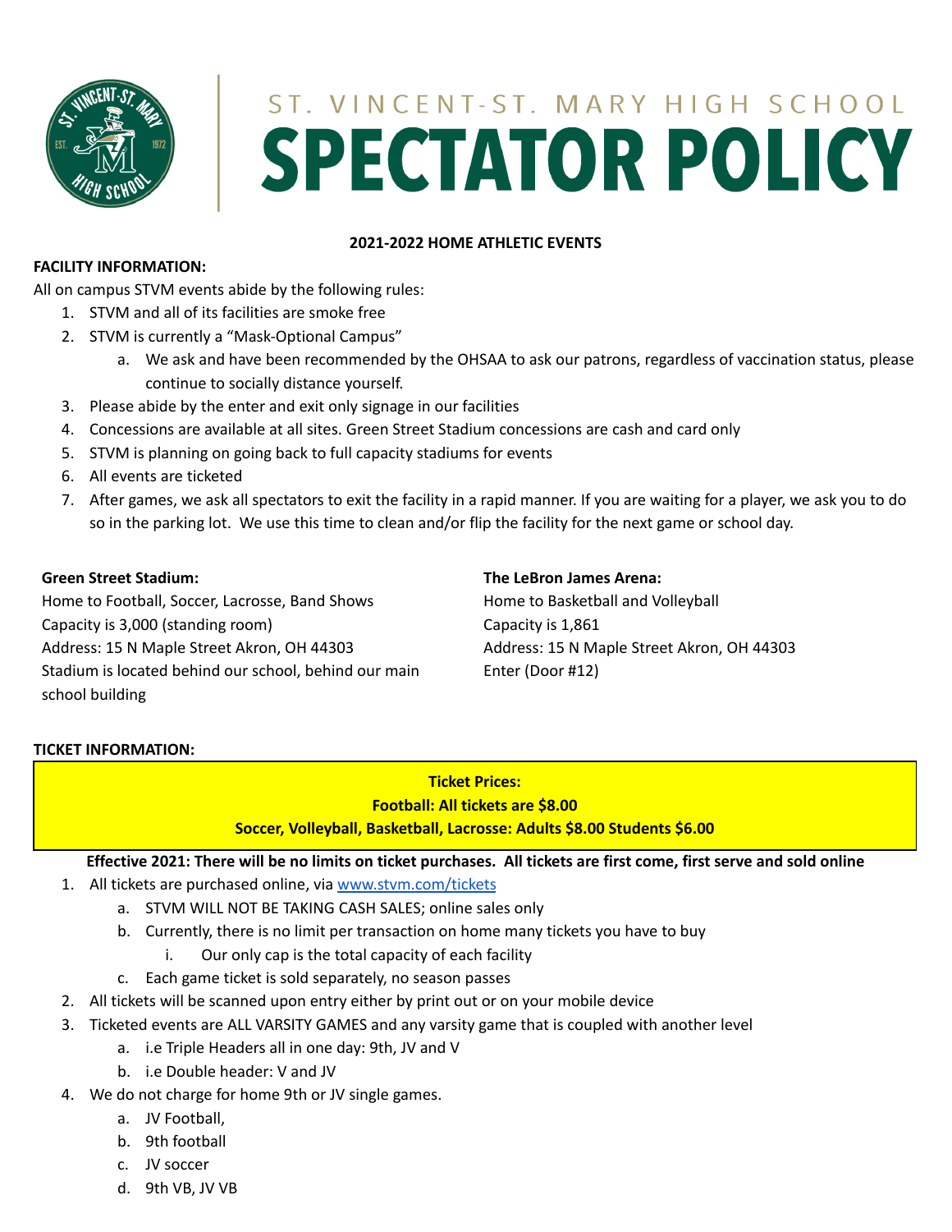# ST. VINCENT-ST. MARY HIGH SCHOOL

# SPECTATOR POLICY

**2021-2022 HOME ATHLETIC EVENTS**

**FACILITY INFORMATION:**

All on campus STVM events abide by the following rules:

1. STVM and all of its facilities are smoke free
2. STVM is currently a "Mask-Optional Campus"
   a. We ask and have been recommended by the OHSAA to ask our patrons, regardless of vaccination status, please continue to socially distance yourself.
3. Please abide by the enter and exit only signage in our facilities
4. Concessions are available at all sites. Green Street Stadium concessions are cash and card only
5. STVM is planning on going back to full capacity stadiums for events
6. All events are ticketed
7. After games, we ask all spectators to exit the facility in a rapid manner. If you are waiting for a player, we ask you to do so in the parking lot. We use this time to clean and/or flip the facility for the next game or school day.

**Green Street Stadium:**
Home to Football, Soccer, Lacrosse, Band Shows
Capacity is 3,000 (standing room)
Address: 15 N Maple Street Akron, OH 44303
Stadium is located behind our school, behind our main school building

**The LeBron James Arena:**
Home to Basketball and Volleyball
Capacity is 1,861
Address: 15 N Maple Street Akron, OH 44303
Enter (Door #12)

**TICKET INFORMATION:**

**Ticket Prices:**
**Football: All tickets are $8.00**
**Soccer, Volleyball, Basketball, Lacrosse: Adults $8.00 Students $6.00**

**Effective 2021: There will be no limits on ticket purchases. All tickets are first come, first serve and sold online**

1. All tickets are purchased online, via [www.stvm.com/tickets](www.stvm.com/tickets)
   a. STVM WILL NOT BE TAKING CASH SALES; online sales only
   b. Currently, there is no limit per transaction on home many tickets you have to buy
      i. Our only cap is the total capacity of each facility
   c. Each game ticket is sold separately, no season passes
2. All tickets will be scanned upon entry either by print out or on your mobile device
3. Ticketed events are ALL VARSITY GAMES and any varsity game that is coupled with another level
   a. i.e Triple Headers all in one day: 9th, JV and V
   b. i.e Double header: V and JV
4. We do not charge for home 9th or JV single games.
   a. JV Football,
   b. 9th football
   c. JV soccer
   d. 9th VB, JV VB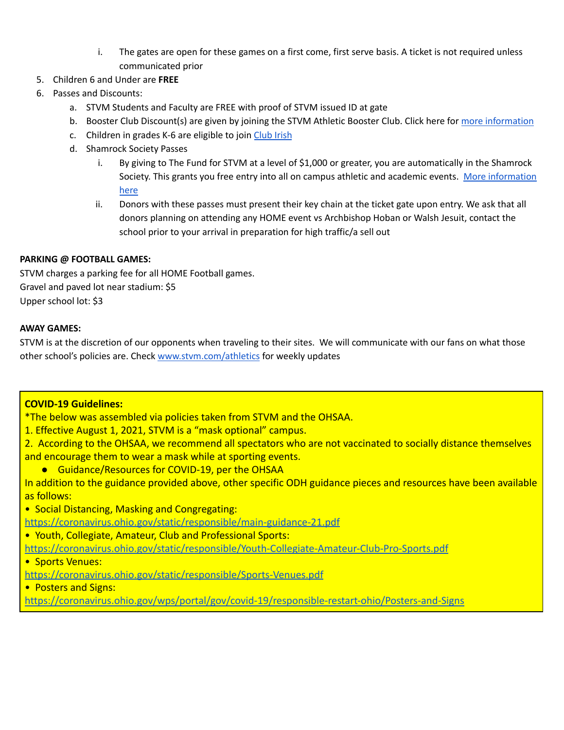i. The gates are open for these games on a first come, first serve basis. A ticket is not required unless communicated prior

5. Children 6 and Under are **FREE**
6. Passes and Discounts:
   a. STVM Students and Faculty are FREE with proof of STVM issued ID at gate
   b. Booster Club Discount(s) are given by joining the STVM Athletic Booster Club. Click here for [more information]()
   c. Children in grades K-6 are eligible to join [Club Irish]()
   d. Shamrock Society Passes
      i. By giving to The Fund for STVM at a level of $1,000 or greater, you are automatically in the Shamrock Society. This grants you free entry into all on campus athletic and academic events. [More information here]()
      ii. Donors with these passes must present their key chain at the ticket gate upon entry. We ask that all donors planning on attending any HOME event vs Archbishop Hoban or Walsh Jesuit, contact the school prior to your arrival in preparation for high traffic/a sell out

**PARKING @ FOOTBALL GAMES:**

STVM charges a parking fee for all HOME Football games.
Gravel and paved lot near stadium: $5
Upper school lot: $3

**AWAY GAMES:**

STVM is at the discretion of our opponents when traveling to their sites. We will communicate with our fans on what those other school's policies are. Check [www.stvm.com/athletics](www.stvm.com/athletics) for weekly updates

**COVID-19 Guidelines:**

*The below was assembled via policies taken from STVM and the OHSAA.

1. Effective August 1, 2021, STVM is a "mask optional" campus.
2. According to the OHSAA, we recommend all spectators who are not vaccinated to socially distance themselves and encourage them to wear a mask while at sporting events.
   - Guidance/Resources for COVID-19, per the OHSAA

In addition to the guidance provided above, other specific ODH guidance pieces and resources have been available as follows:

- Social Distancing, Masking and Congregating:
  https://coronavirus.ohio.gov/static/responsible/main-guidance-21.pdf
- Youth, Collegiate, Amateur, Club and Professional Sports:
  https://coronavirus.ohio.gov/static/responsible/Youth-Collegiate-Amateur-Club-Pro-Sports.pdf
- Sports Venues:
  https://coronavirus.ohio.gov/static/responsible/Sports-Venues.pdf
- Posters and Signs:
  https://coronavirus.ohio.gov/wps/portal/gov/covid-19/responsible-restart-ohio/Posters-and-Signs